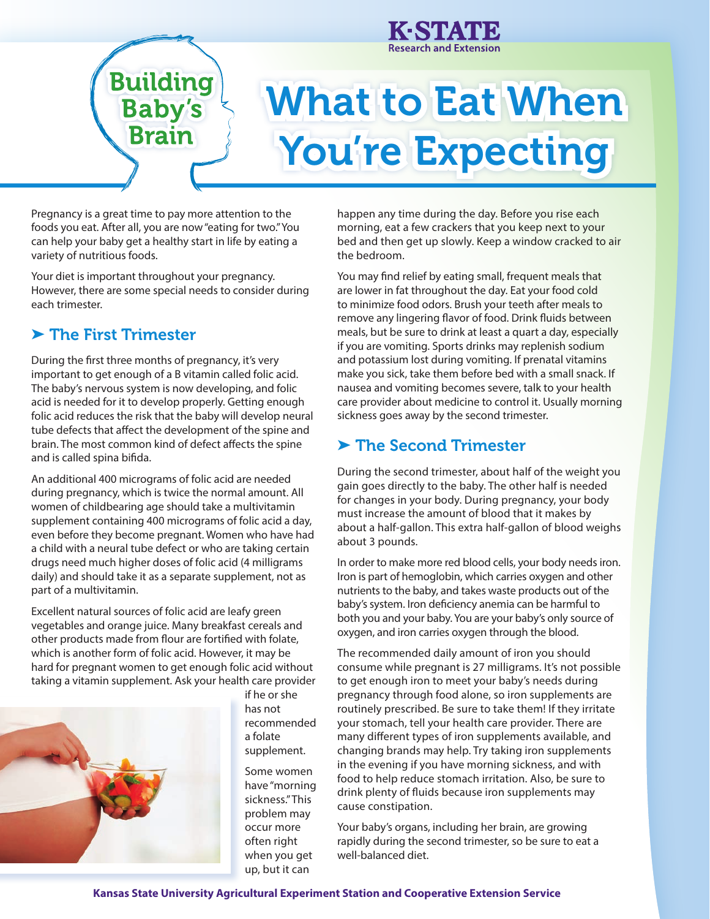# What to Eat When You're Expecting

Building Baby's Brain

Pregnancy is a great time to pay more attention to the foods you eat. After all, you are now "eating for two." You can help your baby get a healthy start in life by eating a variety of nutritious foods.

Your diet is important throughout your pregnancy. However, there are some special needs to consider during each trimester.

## ➤ The First Trimester

During the first three months of pregnancy, it's very important to get enough of a B vitamin called folic acid. The baby's nervous system is now developing, and folic acid is needed for it to develop properly. Getting enough folic acid reduces the risk that the baby will develop neural tube defects that affect the development of the spine and brain. The most common kind of defect affects the spine and is called spina bifida.

An additional 400 micrograms of folic acid are needed during pregnancy, which is twice the normal amount. All women of childbearing age should take a multivitamin supplement containing 400 micrograms of folic acid a day, even before they become pregnant. Women who have had a child with a neural tube defect or who are taking certain drugs need much higher doses of folic acid (4 milligrams daily) and should take it as a separate supplement, not as part of a multivitamin.

Excellent natural sources of folic acid are leafy green vegetables and orange juice. Many breakfast cereals and other products made from flour are fortified with folate, which is another form of folic acid. However, it may be hard for pregnant women to get enough folic acid without taking a vitamin supplement. Ask your health care provider if he or she has not recommended a folate supplement.

Some women have "morning sickness." This problem may occur more often right when you get up, but it can happen any time during the day. Before you rise each morning, eat a few crackers that you keep next to your bed and then get up slowly. Keep a window cracked to air the bedroom.

You may find relief by eating small, frequent meals that are lower in fat throughout the day. Eat your food cold to minimize food odors. Brush your teeth after meals to remove any lingering flavor of food. Drink fluids between meals, but be sure to drink at least a quart a day, especially if you are vomiting. Sports drinks may replenish sodium and potassium lost during vomiting. If prenatal vitamins make you sick, take them before bed with a small snack. If nausea and vomiting becomes severe, talk to your health care provider about medicine to control it. Usually morning sickness goes away by the second trimester.

## ➤ The Second Trimester

During the second trimester, about half of the weight you gain goes directly to the baby. The other half is needed for changes in your body. During pregnancy, your body must increase the amount of blood that it makes by about a half-gallon. This extra half-gallon of blood weighs about 3 pounds.

In order to make more red blood cells, your body needs iron. Iron is part of hemoglobin, which carries oxygen and other nutrients to the baby, and takes waste products out of the baby's system. Iron deficiency anemia can be harmful to both you and your baby. You are your baby's only source of oxygen, and iron carries oxygen through the blood.

The recommended daily amount of iron you should consume while pregnant is 27 milligrams. It's not possible to get enough iron to meet your baby's needs during pregnancy through food alone, so iron supplements are routinely prescribed. Be sure to take them! If they irritate your stomach, tell your health care provider. There are many different types of iron supplements available, and changing brands may help. Try taking iron supplements in the evening if you have morning sickness, and with food to help reduce stomach irritation. Also, be sure to drink plenty of fluids because iron supplements may cause constipation.

Your baby's organs, including her brain, are growing rapidly during the second trimester, so be sure to eat a well-balanced diet.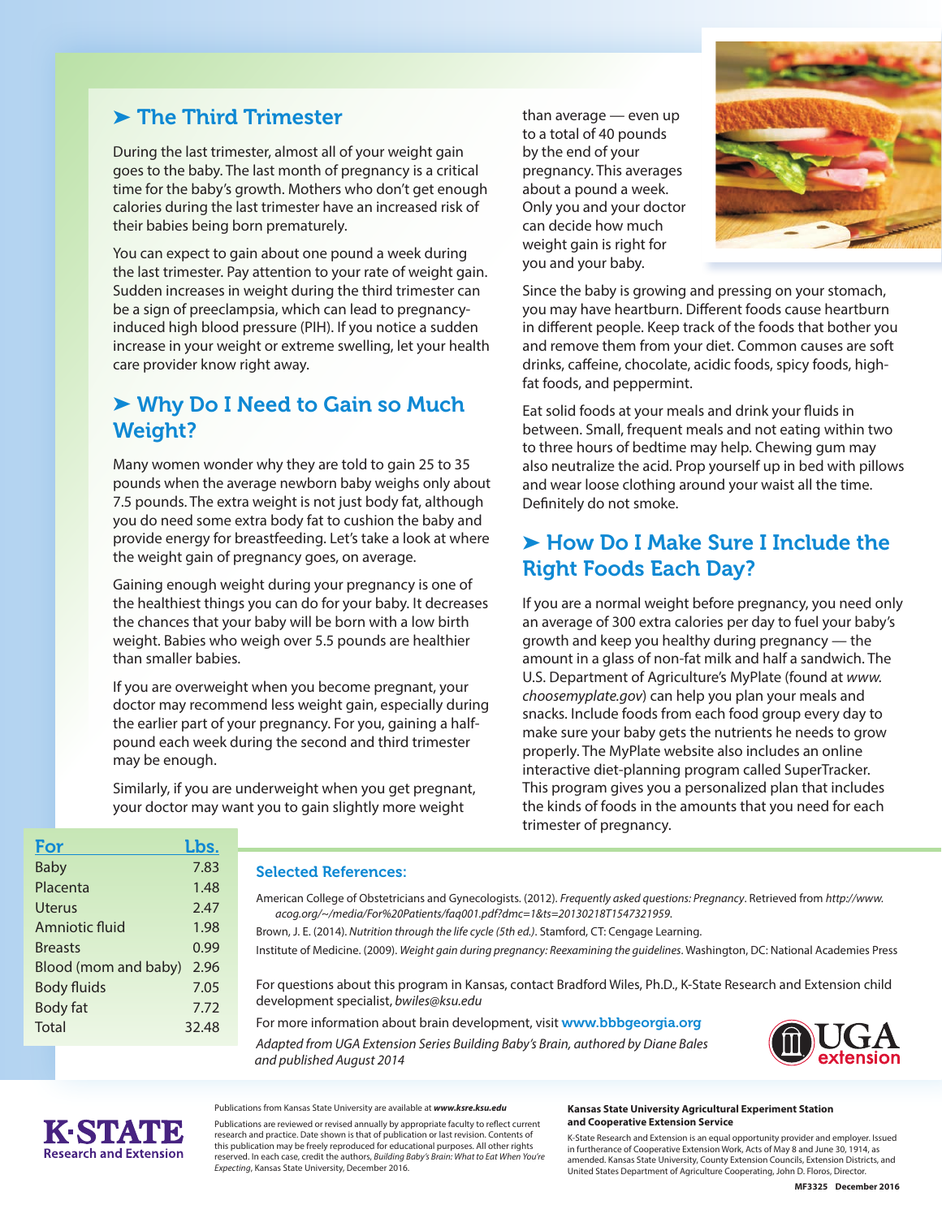## ➤ The Third Trimester

During the last trimester, almost all of your weight gain goes to the baby. The last month of pregnancy is a critical time for the baby's growth. Mothers who don't get enough calories during the last trimester have an increased risk of their babies being born prematurely.

You can expect to gain about one pound a week during the last trimester. Pay attention to your rate of weight gain. Sudden increases in weight during the third trimester can be a sign of preeclampsia, which can lead to pregnancy-induced high blood pressure (PIH). If you notice a sudden increase in your weight or extreme swelling, let your health care provider know right away.

## ➤ Why Do I Need to Gain so Much Weight?

Many women wonder why they are told to gain 25 to 35 pounds when the average newborn baby weighs only about 7.5 pounds. The extra weight is not just body fat, although you do need some extra body fat to cushion the baby and provide energy for breastfeeding. Let's take a look at where the weight gain of pregnancy goes, on average.

Gaining enough weight during your pregnancy is one of the healthiest things you can do for your baby. It decreases the chances that your baby will be born with a low birth weight. Babies who weigh over 5.5 pounds are healthier than smaller babies.

If you are overweight when you become pregnant, your doctor may recommend less weight gain, especially during the earlier part of your pregnancy. For you, gaining a half-pound each week during the second and third trimester may be enough.

Similarly, if you are underweight when you get pregnant, your doctor may want you to gain slightly more weight than average — even up to a total of 40 pounds by the end of your pregnancy. This averages about a pound a week. Only you and your doctor can decide how much weight gain is right for you and your baby.

| For | Lbs. |
|---|---|
| Baby | 7.83 |
| Placenta | 1.48 |
| Uterus | 2.47 |
| Amniotic fluid | 1.98 |
| Breasts | 0.99 |
| Blood (mom and baby) | 2.96 |
| Body fluids | 7.05 |
| Body fat | 7.72 |
| Total | 32.48 |

Since the baby is growing and pressing on your stomach, you may have heartburn. Different foods cause heartburn in different people. Keep track of the foods that bother you and remove them from your diet. Common causes are soft drinks, caffeine, chocolate, acidic foods, spicy foods, high-fat foods, and peppermint.

Eat solid foods at your meals and drink your fluids in between. Small, frequent meals and not eating within two to three hours of bedtime may help. Chewing gum may also neutralize the acid. Prop yourself up in bed with pillows and wear loose clothing around your waist all the time. Definitely do not smoke.

## ➤ How Do I Make Sure I Include the Right Foods Each Day?

If you are a normal weight before pregnancy, you need only an average of 300 extra calories per day to fuel your baby's growth and keep you healthy during pregnancy — the amount in a glass of non-fat milk and half a sandwich. The U.S. Department of Agriculture's MyPlate (found at *www.choosemyplate.gov*) can help you plan your meals and snacks. Include foods from each food group every day to make sure your baby gets the nutrients he needs to grow properly. The MyPlate website also includes an online interactive diet-planning program called SuperTracker. This program gives you a personalized plan that includes the kinds of foods in the amounts that you need for each trimester of pregnancy.

### Selected References:

American College of Obstetricians and Gynecologists. (2012). *Frequently asked questions: Pregnancy*. Retrieved from *http://www.acog.org/~/media/For%20Patients/faq001.pdf?dmc=1&ts=20130218T1547321959.*

Brown, J. E. (2014). *Nutrition through the life cycle (5th ed.)*. Stamford, CT: Cengage Learning.

Institute of Medicine. (2009). *Weight gain during pregnancy: Reexamining the guidelines*. Washington, DC: National Academies Press

For questions about this program in Kansas, contact Bradford Wiles, Ph.D., K-State Research and Extension child development specialist, *bwiles@ksu.edu*

For more information about brain development, visit **www.bbbgeorgia.org**

*Adapted from UGA Extension Series Building Baby's Brain, authored by Diane Bales and published August 2014*

Publications from Kansas State University are available at ***www.ksre.ksu.edu***

Publications are reviewed or revised annually by appropriate faculty to reflect current research and practice. Date shown is that of publication or last revision. Contents of this publication may be freely reproduced for educational purposes. All other rights reserved. In each case, credit the authors, *Building Baby's Brain: What to Eat When You're Expecting*, Kansas State University, December 2016.

**Kansas State University Agricultural Experiment Station and Cooperative Extension Service**

K-State Research and Extension is an equal opportunity provider and employer. Issued in furtherance of Cooperative Extension Work, Acts of May 8 and June 30, 1914, as amended. Kansas State University, County Extension Councils, Extension Districts, and United States Department of Agriculture Cooperating, John D. Floros, Director.

**MF3325 December 2016**